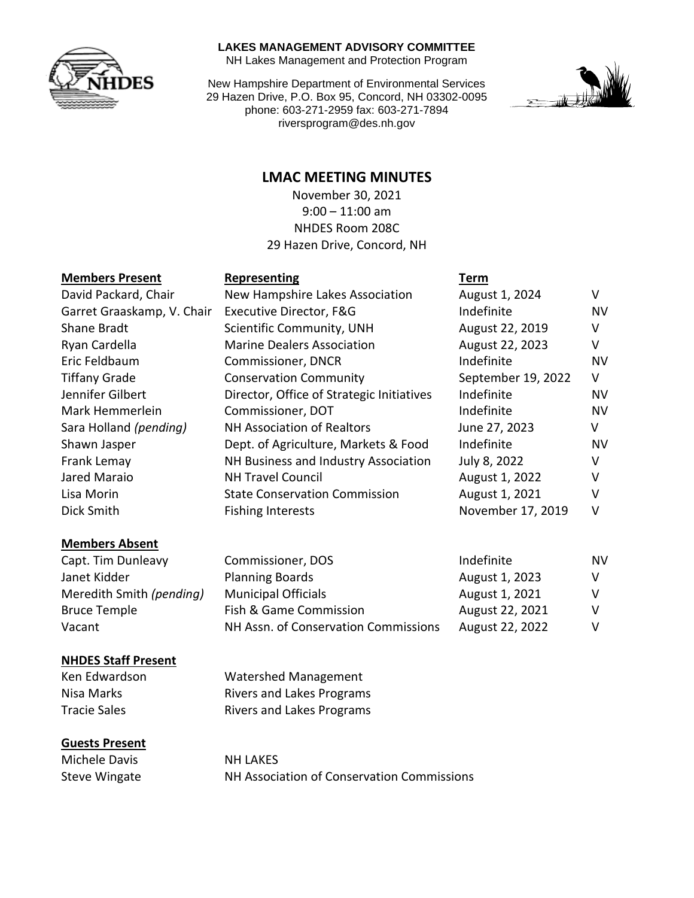**LAKES MANAGEMENT ADVISORY COMMITTEE**
NH Lakes Management and Protection Program

New Hampshire Department of Environmental Services
29 Hazen Drive, P.O. Box 95, Concord, NH 03302-0095
phone: 603-271-2959 fax: 603-271-7894
riversprogram@des.nh.gov

# LMAC MEETING MINUTES

November 30, 2021
9:00 – 11:00 am
NHDES Room 208C
29 Hazen Drive, Concord, NH

| Members Present | Representing | Term | |
|---|---|---|---|
| David Packard, Chair | New Hampshire Lakes Association | August 1, 2024 | V |
| Garret Graaskamp, V. Chair | Executive Director, F&G | Indefinite | NV |
| Shane Bradt | Scientific Community, UNH | August 22, 2019 | V |
| Ryan Cardella | Marine Dealers Association | August 22, 2023 | V |
| Eric Feldbaum | Commissioner, DNCR | Indefinite | NV |
| Tiffany Grade | Conservation Community | September 19, 2022 | V |
| Jennifer Gilbert | Director, Office of Strategic Initiatives | Indefinite | NV |
| Mark Hemmerlein | Commissioner, DOT | Indefinite | NV |
| Sara Holland *(pending)* | NH Association of Realtors | June 27, 2023 | V |
| Shawn Jasper | Dept. of Agriculture, Markets & Food | Indefinite | NV |
| Frank Lemay | NH Business and Industry Association | July 8, 2022 | V |
| Jared Maraio | NH Travel Council | August 1, 2022 | V |
| Lisa Morin | State Conservation Commission | August 1, 2021 | V |
| Dick Smith | Fishing Interests | November 17, 2019 | V |

| Members Absent | | | |
|---|---|---|---|
| Capt. Tim Dunleavy | Commissioner, DOS | Indefinite | NV |
| Janet Kidder | Planning Boards | August 1, 2023 | V |
| Meredith Smith *(pending)* | Municipal Officials | August 1, 2021 | V |
| Bruce Temple | Fish & Game Commission | August 22, 2021 | V |
| Vacant | NH Assn. of Conservation Commissions | August 22, 2022 | V |

| NHDES Staff Present | |
|---|---|
| Ken Edwardson | Watershed Management |
| Nisa Marks | Rivers and Lakes Programs |
| Tracie Sales | Rivers and Lakes Programs |

| Guests Present | |
|---|---|
| Michele Davis | NH LAKES |
| Steve Wingate | NH Association of Conservation Commissions |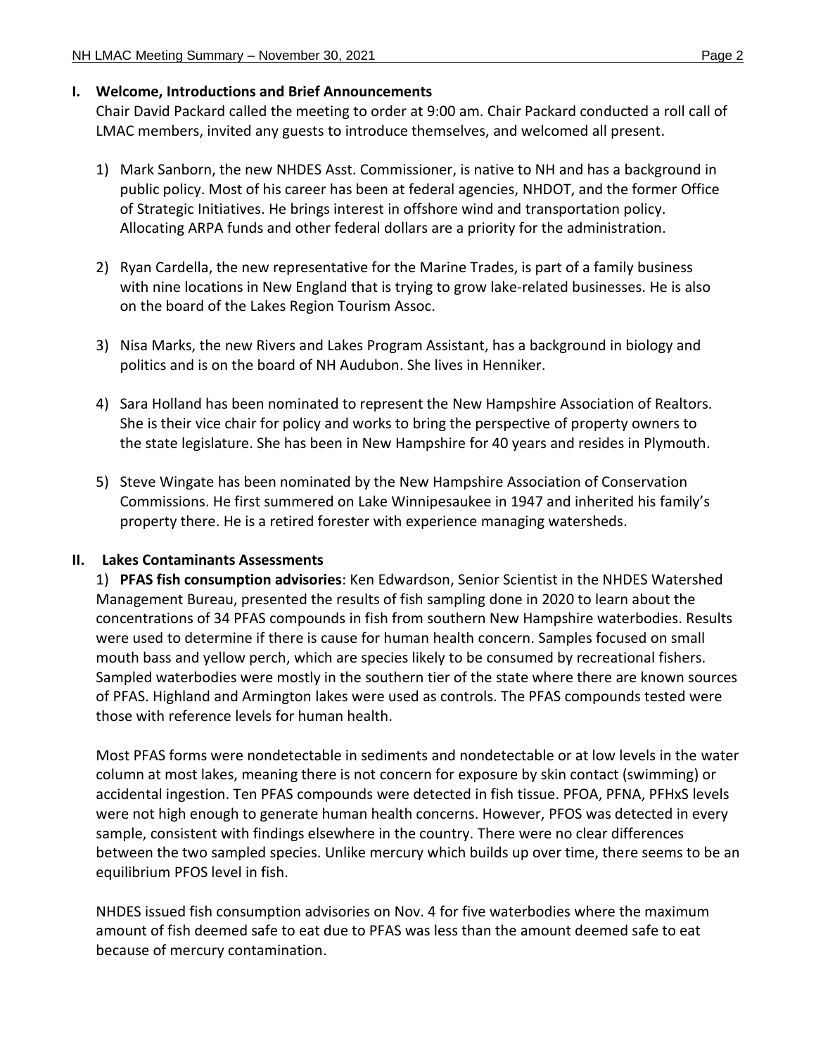## I. Welcome, Introductions and Brief Announcements

Chair David Packard called the meeting to order at 9:00 am. Chair Packard conducted a roll call of LMAC members, invited any guests to introduce themselves, and welcomed all present.

1) Mark Sanborn, the new NHDES Asst. Commissioner, is native to NH and has a background in public policy. Most of his career has been at federal agencies, NHDOT, and the former Office of Strategic Initiatives. He brings interest in offshore wind and transportation policy. Allocating ARPA funds and other federal dollars are a priority for the administration.

2) Ryan Cardella, the new representative for the Marine Trades, is part of a family business with nine locations in New England that is trying to grow lake-related businesses. He is also on the board of the Lakes Region Tourism Assoc.

3) Nisa Marks, the new Rivers and Lakes Program Assistant, has a background in biology and politics and is on the board of NH Audubon. She lives in Henniker.

4) Sara Holland has been nominated to represent the New Hampshire Association of Realtors. She is their vice chair for policy and works to bring the perspective of property owners to the state legislature. She has been in New Hampshire for 40 years and resides in Plymouth.

5) Steve Wingate has been nominated by the New Hampshire Association of Conservation Commissions. He first summered on Lake Winnipesaukee in 1947 and inherited his family's property there. He is a retired forester with experience managing watersheds.

## II. Lakes Contaminants Assessments

1) **PFAS fish consumption advisories**: Ken Edwardson, Senior Scientist in the NHDES Watershed Management Bureau, presented the results of fish sampling done in 2020 to learn about the concentrations of 34 PFAS compounds in fish from southern New Hampshire waterbodies. Results were used to determine if there is cause for human health concern. Samples focused on small mouth bass and yellow perch, which are species likely to be consumed by recreational fishers. Sampled waterbodies were mostly in the southern tier of the state where there are known sources of PFAS. Highland and Armington lakes were used as controls. The PFAS compounds tested were those with reference levels for human health.

Most PFAS forms were nondetectable in sediments and nondetectable or at low levels in the water column at most lakes, meaning there is not concern for exposure by skin contact (swimming) or accidental ingestion. Ten PFAS compounds were detected in fish tissue. PFOA, PFNA, PFHxS levels were not high enough to generate human health concerns. However, PFOS was detected in every sample, consistent with findings elsewhere in the country. There were no clear differences between the two sampled species. Unlike mercury which builds up over time, there seems to be an equilibrium PFOS level in fish.

NHDES issued fish consumption advisories on Nov. 4 for five waterbodies where the maximum amount of fish deemed safe to eat due to PFAS was less than the amount deemed safe to eat because of mercury contamination.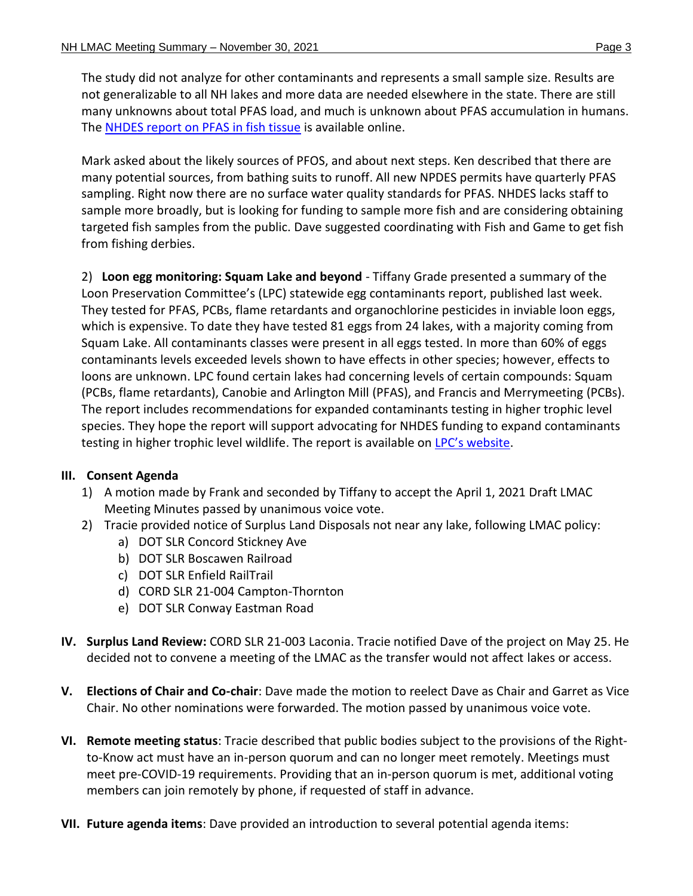The study did not analyze for other contaminants and represents a small sample size. Results are not generalizable to all NH lakes and more data are needed elsewhere in the state. There are still many unknowns about total PFAS load, and much is unknown about PFAS accumulation in humans. The NHDES report on PFAS in fish tissue is available online.

Mark asked about the likely sources of PFOS, and about next steps. Ken described that there are many potential sources, from bathing suits to runoff. All new NPDES permits have quarterly PFAS sampling. Right now there are no surface water quality standards for PFAS. NHDES lacks staff to sample more broadly, but is looking for funding to sample more fish and are considering obtaining targeted fish samples from the public. Dave suggested coordinating with Fish and Game to get fish from fishing derbies.

2) **Loon egg monitoring: Squam Lake and beyond** - Tiffany Grade presented a summary of the Loon Preservation Committee's (LPC) statewide egg contaminants report, published last week. They tested for PFAS, PCBs, flame retardants and organochlorine pesticides in inviable loon eggs, which is expensive. To date they have tested 81 eggs from 24 lakes, with a majority coming from Squam Lake. All contaminants classes were present in all eggs tested. In more than 60% of eggs contaminants levels exceeded levels shown to have effects in other species; however, effects to loons are unknown. LPC found certain lakes had concerning levels of certain compounds: Squam (PCBs, flame retardants), Canobie and Arlington Mill (PFAS), and Francis and Merrymeeting (PCBs). The report includes recommendations for expanded contaminants testing in higher trophic level species. They hope the report will support advocating for NHDES funding to expand contaminants testing in higher trophic level wildlife. The report is available on LPC's website.

## III. Consent Agenda

1) A motion made by Frank and seconded by Tiffany to accept the April 1, 2021 Draft LMAC Meeting Minutes passed by unanimous voice vote.
2) Tracie provided notice of Surplus Land Disposals not near any lake, following LMAC policy:
   a) DOT SLR Concord Stickney Ave
   b) DOT SLR Boscawen Railroad
   c) DOT SLR Enfield RailTrail
   d) CORD SLR 21-004 Campton-Thornton
   e) DOT SLR Conway Eastman Road

## IV. **Surplus Land Review:** CORD SLR 21-003 Laconia. Tracie notified Dave of the project on May 25. He decided not to convene a meeting of the LMAC as the transfer would not affect lakes or access.

## V. **Elections of Chair and Co-chair**: Dave made the motion to reelect Dave as Chair and Garret as Vice Chair. No other nominations were forwarded. The motion passed by unanimous voice vote.

## VI. **Remote meeting status**: Tracie described that public bodies subject to the provisions of the Right-to-Know act must have an in-person quorum and can no longer meet remotely. Meetings must meet pre-COVID-19 requirements. Providing that an in-person quorum is met, additional voting members can join remotely by phone, if requested of staff in advance.

## VII. **Future agenda items**: Dave provided an introduction to several potential agenda items: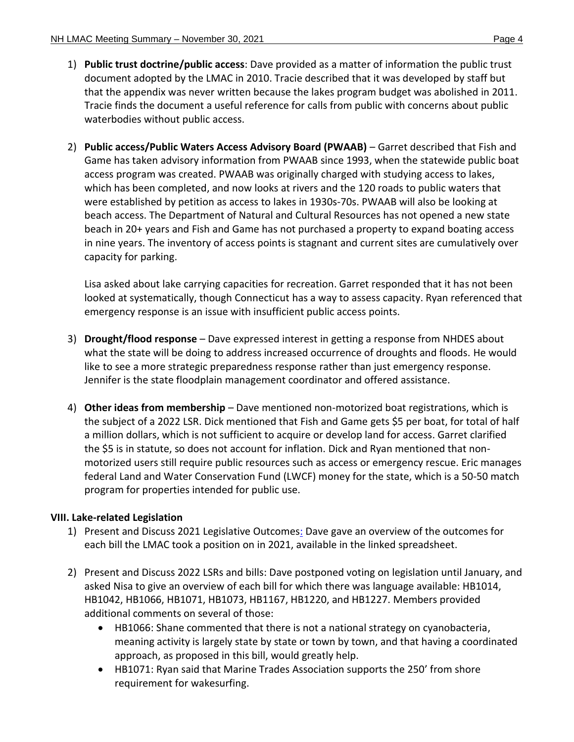1) **Public trust doctrine/public access**: Dave provided as a matter of information the public trust document adopted by the LMAC in 2010. Tracie described that it was developed by staff but that the appendix was never written because the lakes program budget was abolished in 2011. Tracie finds the document a useful reference for calls from public with concerns about public waterbodies without public access.

2) **Public access/Public Waters Access Advisory Board (PWAAB)** – Garret described that Fish and Game has taken advisory information from PWAAB since 1993, when the statewide public boat access program was created. PWAAB was originally charged with studying access to lakes, which has been completed, and now looks at rivers and the 120 roads to public waters that were established by petition as access to lakes in 1930s-70s. PWAAB will also be looking at beach access. The Department of Natural and Cultural Resources has not opened a new state beach in 20+ years and Fish and Game has not purchased a property to expand boating access in nine years. The inventory of access points is stagnant and current sites are cumulatively over capacity for parking.

   Lisa asked about lake carrying capacities for recreation. Garret responded that it has not been looked at systematically, though Connecticut has a way to assess capacity. Ryan referenced that emergency response is an issue with insufficient public access points.

3) **Drought/flood response** – Dave expressed interest in getting a response from NHDES about what the state will be doing to address increased occurrence of droughts and floods. He would like to see a more strategic preparedness response rather than just emergency response. Jennifer is the state floodplain management coordinator and offered assistance.

4) **Other ideas from membership** – Dave mentioned non-motorized boat registrations, which is the subject of a 2022 LSR. Dick mentioned that Fish and Game gets $5 per boat, for total of half a million dollars, which is not sufficient to acquire or develop land for access. Garret clarified the $5 is in statute, so does not account for inflation. Dick and Ryan mentioned that non-motorized users still require public resources such as access or emergency rescue. Eric manages federal Land and Water Conservation Fund (LWCF) money for the state, which is a 50-50 match program for properties intended for public use.

**VIII. Lake-related Legislation**

1) Present and Discuss 2021 Legislative Outcomes: Dave gave an overview of the outcomes for each bill the LMAC took a position on in 2021, available in the linked spreadsheet.

2) Present and Discuss 2022 LSRs and bills: Dave postponed voting on legislation until January, and asked Nisa to give an overview of each bill for which there was language available: HB1014, HB1042, HB1066, HB1071, HB1073, HB1167, HB1220, and HB1227. Members provided additional comments on several of those:
   - HB1066: Shane commented that there is not a national strategy on cyanobacteria, meaning activity is largely state by state or town by town, and that having a coordinated approach, as proposed in this bill, would greatly help.
   - HB1071: Ryan said that Marine Trades Association supports the 250' from shore requirement for wakesurfing.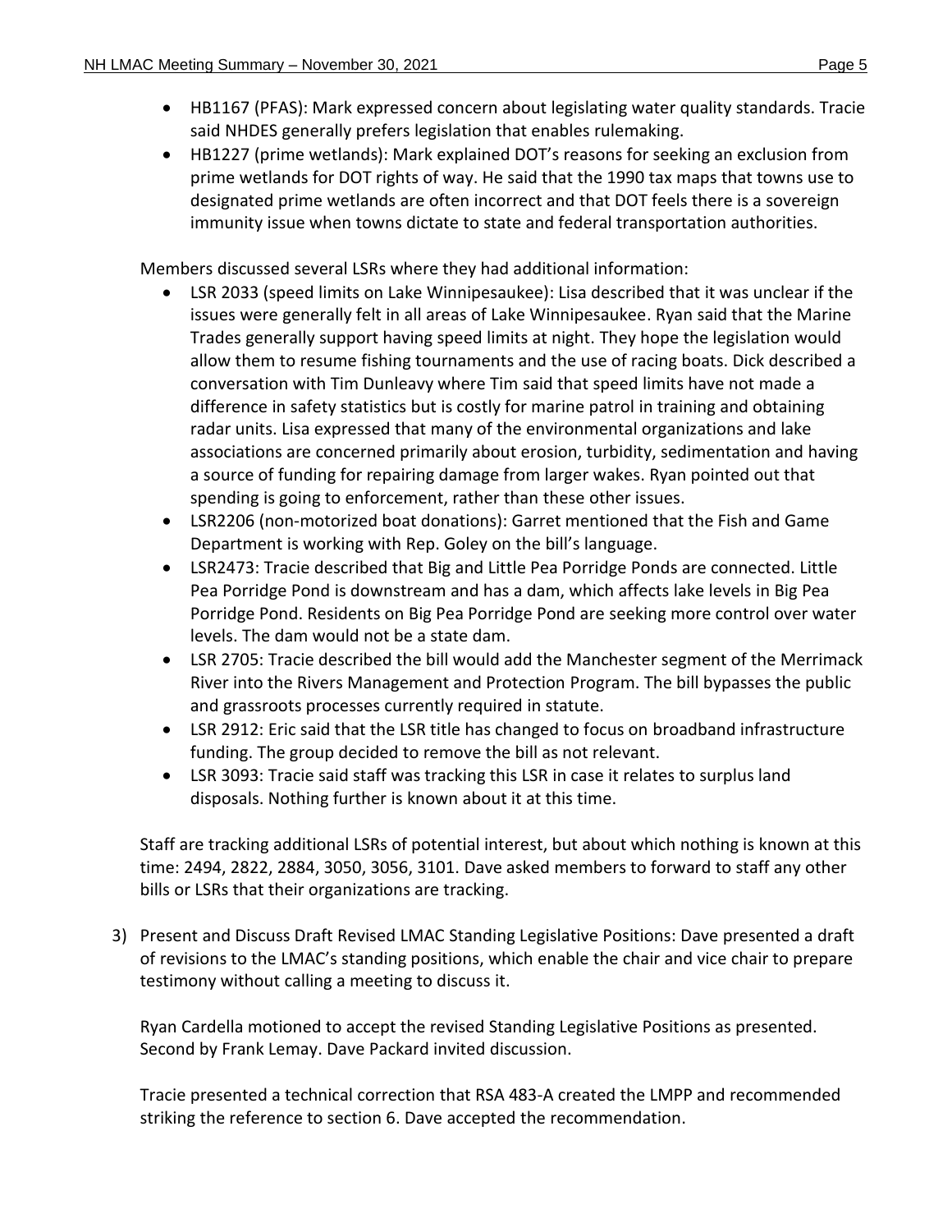- HB1167 (PFAS): Mark expressed concern about legislating water quality standards. Tracie said NHDES generally prefers legislation that enables rulemaking.
- HB1227 (prime wetlands): Mark explained DOT's reasons for seeking an exclusion from prime wetlands for DOT rights of way. He said that the 1990 tax maps that towns use to designated prime wetlands are often incorrect and that DOT feels there is a sovereign immunity issue when towns dictate to state and federal transportation authorities.

Members discussed several LSRs where they had additional information:

- LSR 2033 (speed limits on Lake Winnipesaukee): Lisa described that it was unclear if the issues were generally felt in all areas of Lake Winnipesaukee. Ryan said that the Marine Trades generally support having speed limits at night. They hope the legislation would allow them to resume fishing tournaments and the use of racing boats. Dick described a conversation with Tim Dunleavy where Tim said that speed limits have not made a difference in safety statistics but is costly for marine patrol in training and obtaining radar units. Lisa expressed that many of the environmental organizations and lake associations are concerned primarily about erosion, turbidity, sedimentation and having a source of funding for repairing damage from larger wakes. Ryan pointed out that spending is going to enforcement, rather than these other issues.
- LSR2206 (non-motorized boat donations): Garret mentioned that the Fish and Game Department is working with Rep. Goley on the bill's language.
- LSR2473: Tracie described that Big and Little Pea Porridge Ponds are connected. Little Pea Porridge Pond is downstream and has a dam, which affects lake levels in Big Pea Porridge Pond. Residents on Big Pea Porridge Pond are seeking more control over water levels. The dam would not be a state dam.
- LSR 2705: Tracie described the bill would add the Manchester segment of the Merrimack River into the Rivers Management and Protection Program. The bill bypasses the public and grassroots processes currently required in statute.
- LSR 2912: Eric said that the LSR title has changed to focus on broadband infrastructure funding. The group decided to remove the bill as not relevant.
- LSR 3093: Tracie said staff was tracking this LSR in case it relates to surplus land disposals. Nothing further is known about it at this time.

Staff are tracking additional LSRs of potential interest, but about which nothing is known at this time: 2494, 2822, 2884, 3050, 3056, 3101. Dave asked members to forward to staff any other bills or LSRs that their organizations are tracking.

3) Present and Discuss Draft Revised LMAC Standing Legislative Positions: Dave presented a draft of revisions to the LMAC's standing positions, which enable the chair and vice chair to prepare testimony without calling a meeting to discuss it.

   Ryan Cardella motioned to accept the revised Standing Legislative Positions as presented. Second by Frank Lemay. Dave Packard invited discussion.

   Tracie presented a technical correction that RSA 483-A created the LMPP and recommended striking the reference to section 6. Dave accepted the recommendation.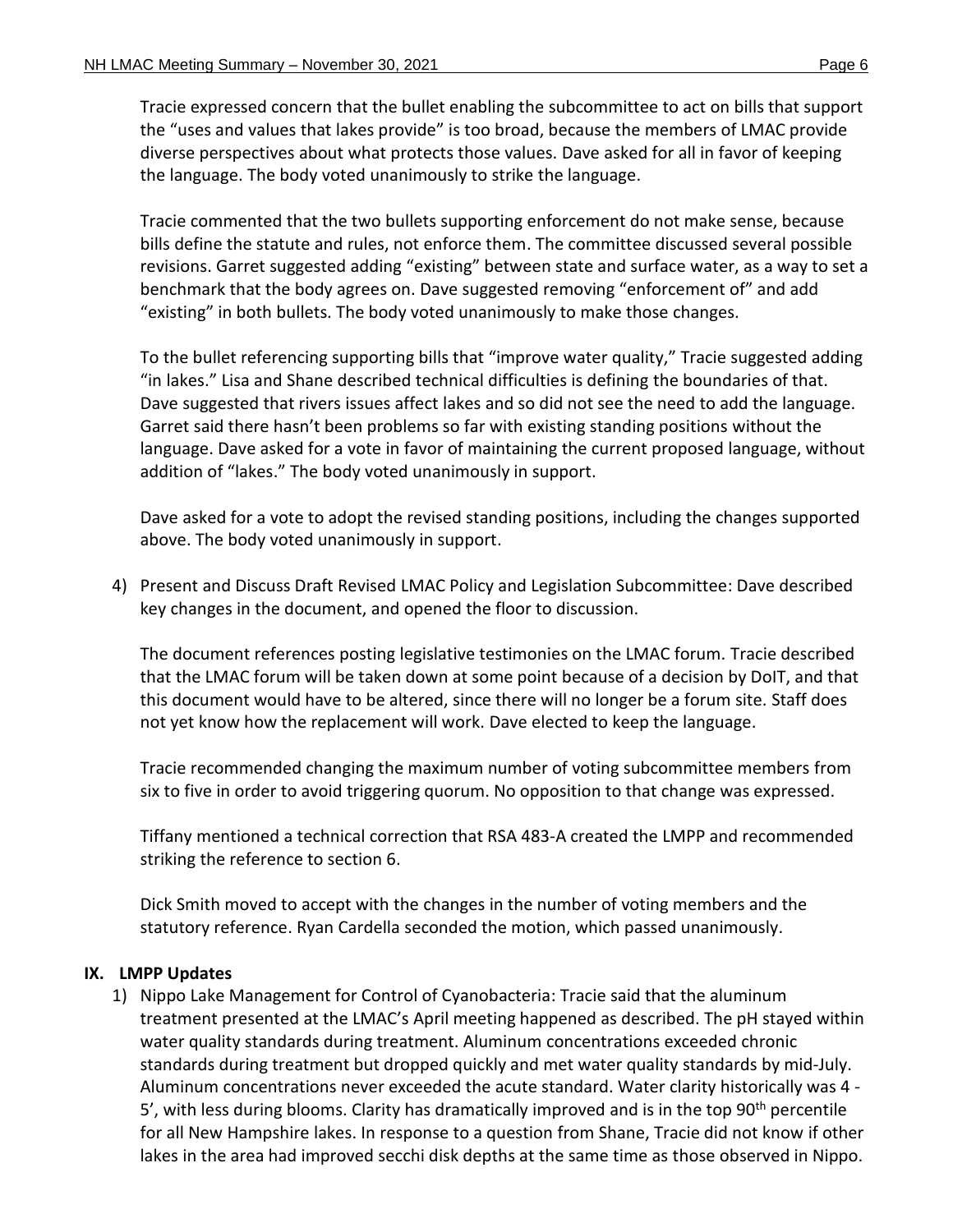Tracie expressed concern that the bullet enabling the subcommittee to act on bills that support the "uses and values that lakes provide" is too broad, because the members of LMAC provide diverse perspectives about what protects those values. Dave asked for all in favor of keeping the language. The body voted unanimously to strike the language.

Tracie commented that the two bullets supporting enforcement do not make sense, because bills define the statute and rules, not enforce them. The committee discussed several possible revisions. Garret suggested adding "existing" between state and surface water, as a way to set a benchmark that the body agrees on. Dave suggested removing "enforcement of" and add "existing" in both bullets. The body voted unanimously to make those changes.

To the bullet referencing supporting bills that "improve water quality," Tracie suggested adding "in lakes." Lisa and Shane described technical difficulties is defining the boundaries of that. Dave suggested that rivers issues affect lakes and so did not see the need to add the language. Garret said there hasn't been problems so far with existing standing positions without the language. Dave asked for a vote in favor of maintaining the current proposed language, without addition of "lakes." The body voted unanimously in support.

Dave asked for a vote to adopt the revised standing positions, including the changes supported above. The body voted unanimously in support.

4) Present and Discuss Draft Revised LMAC Policy and Legislation Subcommittee: Dave described key changes in the document, and opened the floor to discussion.

   The document references posting legislative testimonies on the LMAC forum. Tracie described that the LMAC forum will be taken down at some point because of a decision by DoIT, and that this document would have to be altered, since there will no longer be a forum site. Staff does not yet know how the replacement will work. Dave elected to keep the language.

   Tracie recommended changing the maximum number of voting subcommittee members from six to five in order to avoid triggering quorum. No opposition to that change was expressed.

   Tiffany mentioned a technical correction that RSA 483-A created the LMPP and recommended striking the reference to section 6.

   Dick Smith moved to accept with the changes in the number of voting members and the statutory reference. Ryan Cardella seconded the motion, which passed unanimously.

## IX. LMPP Updates

1) Nippo Lake Management for Control of Cyanobacteria: Tracie said that the aluminum treatment presented at the LMAC's April meeting happened as described. The pH stayed within water quality standards during treatment. Aluminum concentrations exceeded chronic standards during treatment but dropped quickly and met water quality standards by mid-July. Aluminum concentrations never exceeded the acute standard. Water clarity historically was 4 - 5', with less during blooms. Clarity has dramatically improved and is in the top 90th percentile for all New Hampshire lakes. In response to a question from Shane, Tracie did not know if other lakes in the area had improved secchi disk depths at the same time as those observed in Nippo.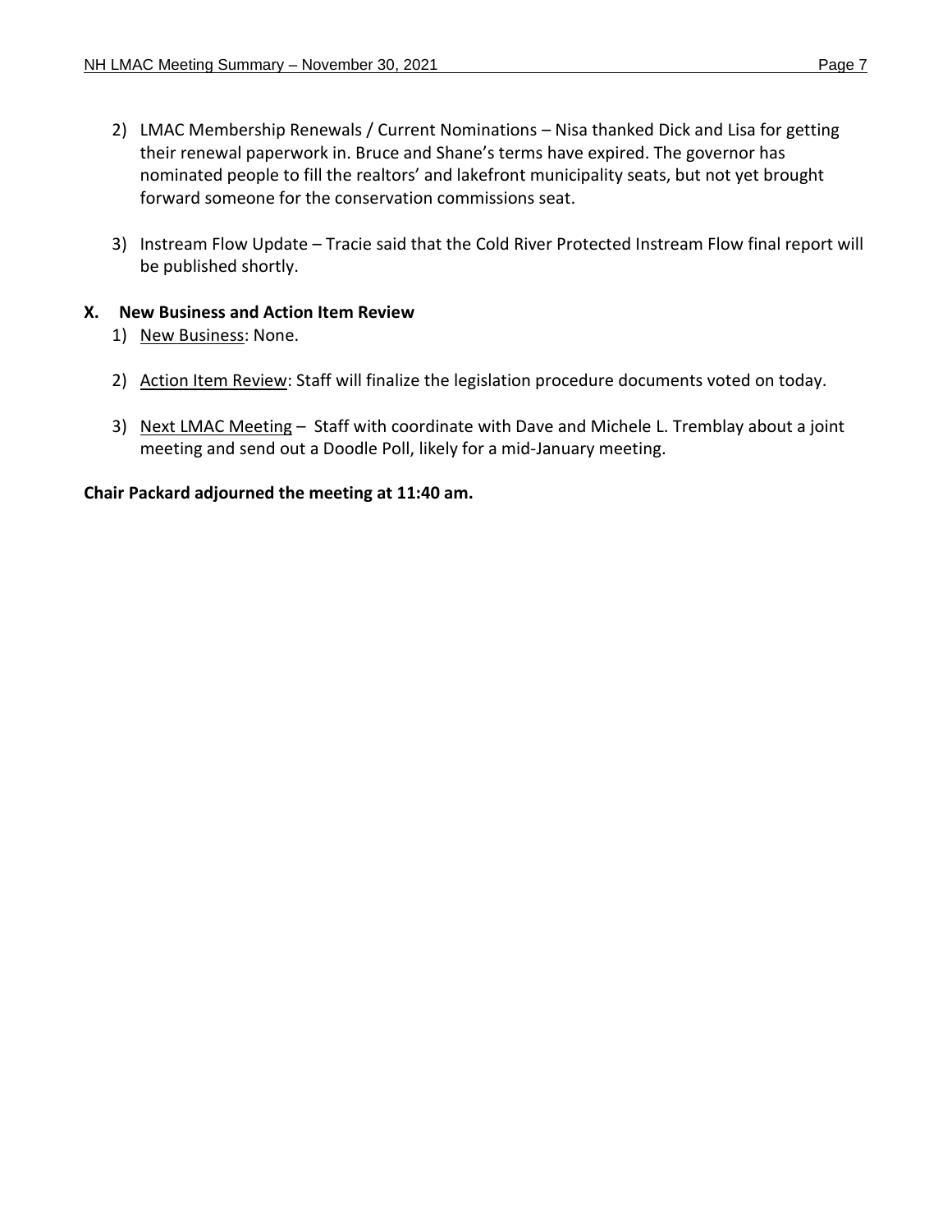2) LMAC Membership Renewals / Current Nominations – Nisa thanked Dick and Lisa for getting their renewal paperwork in. Bruce and Shane's terms have expired. The governor has nominated people to fill the realtors' and lakefront municipality seats, but not yet brought forward someone for the conservation commissions seat.

3) Instream Flow Update – Tracie said that the Cold River Protected Instream Flow final report will be published shortly.

## X. New Business and Action Item Review

1) New Business: None.

2) Action Item Review: Staff will finalize the legislation procedure documents voted on today.

3) Next LMAC Meeting – Staff with coordinate with Dave and Michele L. Tremblay about a joint meeting and send out a Doodle Poll, likely for a mid-January meeting.

**Chair Packard adjourned the meeting at 11:40 am.**